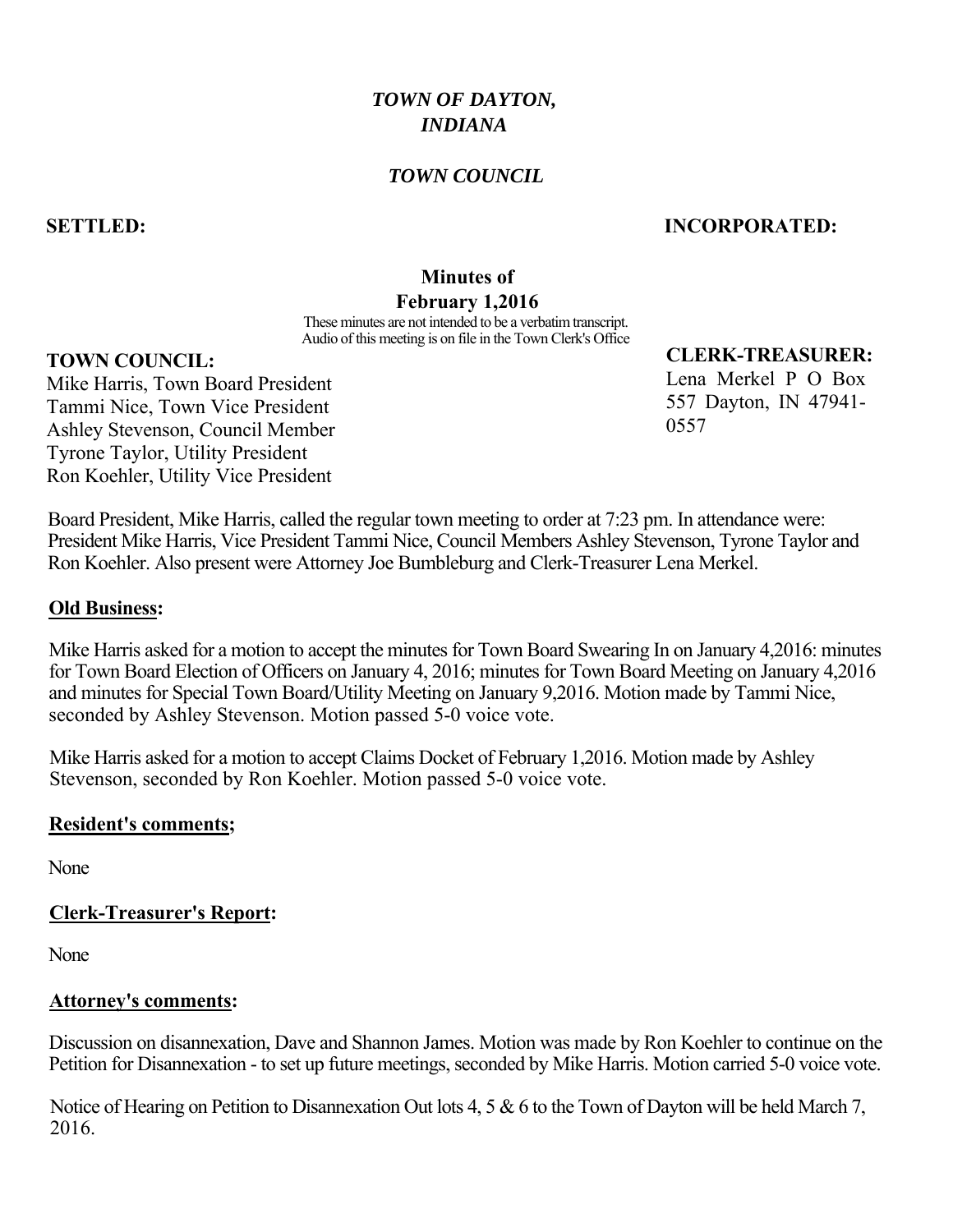# *TOWN OF DAYTON, INDIANA*

## *TOWN COUNCIL*

**SETTLED:** **INCORPORATED:**

**Minutes of**
**February 1,2016**

These minutes are not intended to be a verbatim transcript.
Audio of this meeting is on file in the Town Clerk's Office

**TOWN COUNCIL:**
Mike Harris, Town Board President
Tammi Nice, Town Vice President
Ashley Stevenson, Council Member
Tyrone Taylor, Utility President
Ron Koehler, Utility Vice President

**CLERK-TREASURER:**
Lena Merkel P O Box 557 Dayton, IN 47941-0557

Board President, Mike Harris, called the regular town meeting to order at 7:23 pm. In attendance were: President Mike Harris, Vice President Tammi Nice, Council Members Ashley Stevenson, Tyrone Taylor and Ron Koehler. Also present were Attorney Joe Bumbleburg and Clerk-Treasurer Lena Merkel.

**Old Business:**

Mike Harris asked for a motion to accept the minutes for Town Board Swearing In on January 4,2016: minutes for Town Board Election of Officers on January 4, 2016; minutes for Town Board Meeting on January 4,2016 and minutes for Special Town Board/Utility Meeting on January 9,2016. Motion made by Tammi Nice, seconded by Ashley Stevenson. Motion passed 5-0 voice vote.

Mike Harris asked for a motion to accept Claims Docket of February 1,2016. Motion made by Ashley Stevenson, seconded by Ron Koehler. Motion passed 5-0 voice vote.

**Resident's comments;**

None

**Clerk-Treasurer's Report:**

None

**Attorney's comments:**

Discussion on disannexation, Dave and Shannon James. Motion was made by Ron Koehler to continue on the Petition for Disannexation - to set up future meetings, seconded by Mike Harris. Motion carried 5-0 voice vote.

Notice of Hearing on Petition to Disannexation Out lots 4, 5 & 6 to the Town of Dayton will be held March 7, 2016.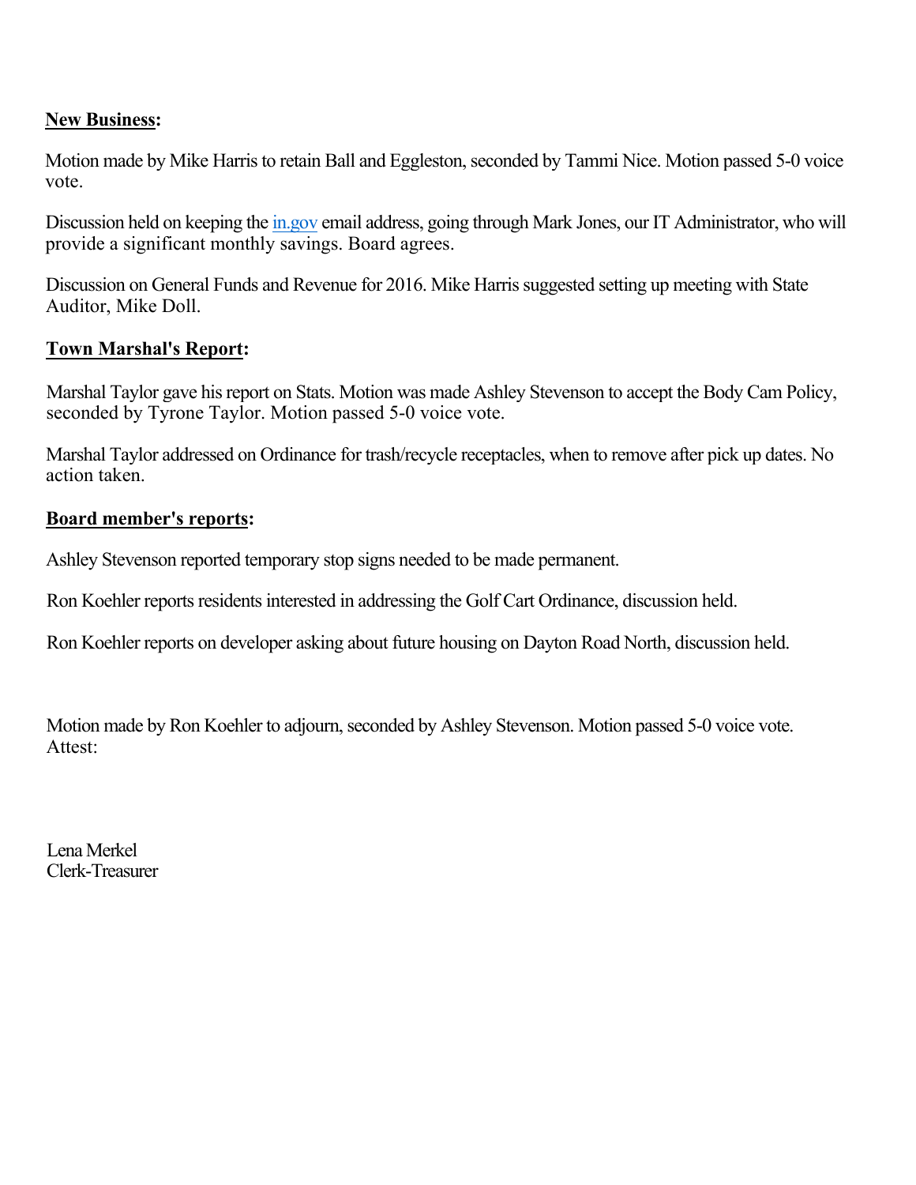**New Business:**

Motion made by Mike Harris to retain Ball and Eggleston, seconded by Tammi Nice. Motion passed 5-0 voice vote.

Discussion held on keeping the in.gov email address, going through Mark Jones, our IT Administrator, who will provide a significant monthly savings. Board agrees.

Discussion on General Funds and Revenue for 2016. Mike Harris suggested setting up meeting with State Auditor, Mike Doll.

**Town Marshal's Report:**

Marshal Taylor gave his report on Stats. Motion was made Ashley Stevenson to accept the Body Cam Policy, seconded by Tyrone Taylor. Motion passed 5-0 voice vote.

Marshal Taylor addressed on Ordinance for trash/recycle receptacles, when to remove after pick up dates. No action taken.

**Board member's reports:**

Ashley Stevenson reported temporary stop signs needed to be made permanent.

Ron Koehler reports residents interested in addressing the Golf Cart Ordinance, discussion held.

Ron Koehler reports on developer asking about future housing on Dayton Road North, discussion held.

Motion made by Ron Koehler to adjourn, seconded by Ashley Stevenson. Motion passed 5-0 voice vote.
Attest:

Lena Merkel
Clerk-Treasurer